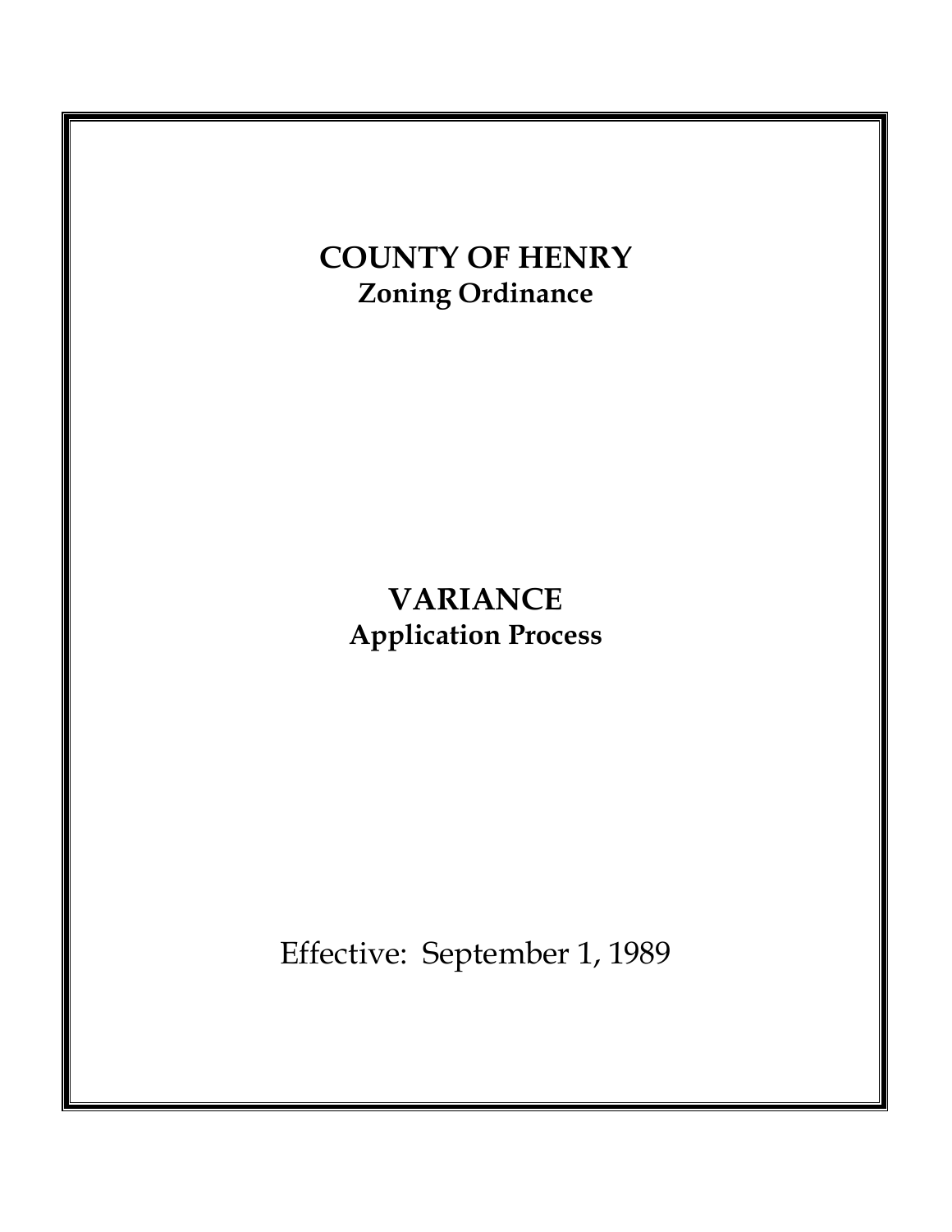# COUNTY OF HENRY

## Zoning Ordinance

# VARIANCE

## Application Process

Effective: September 1, 1989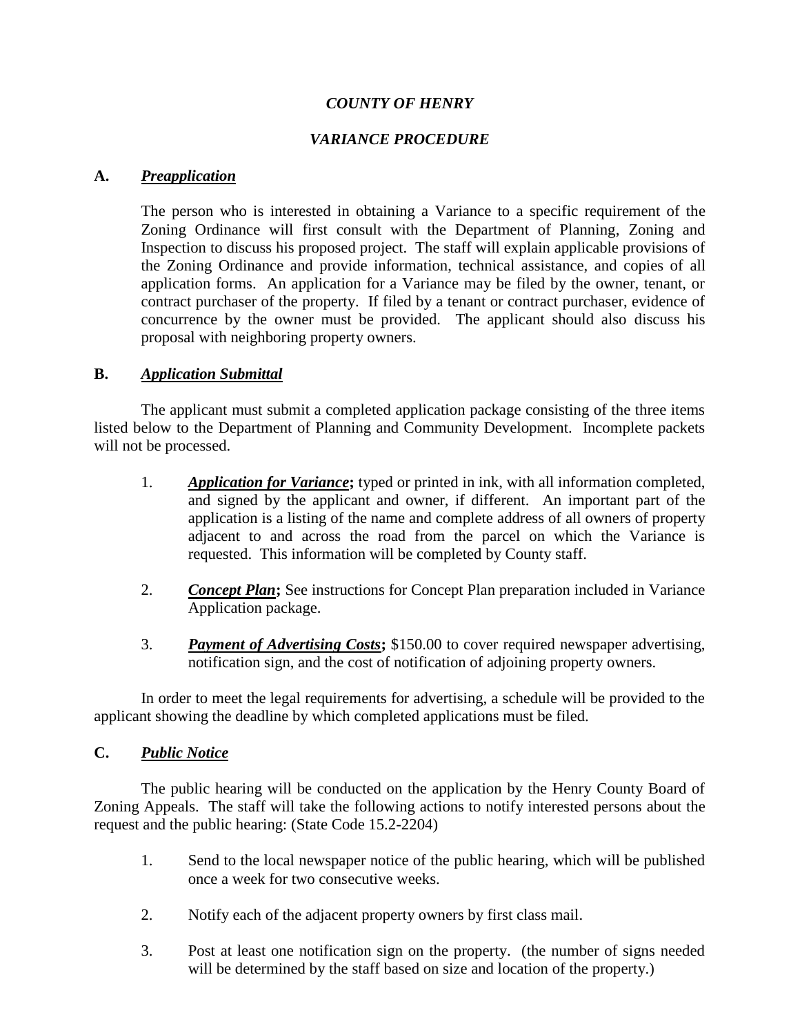***COUNTY OF HENRY***

***VARIANCE PROCEDURE***

**A.** ***Preapplication***

The person who is interested in obtaining a Variance to a specific requirement of the Zoning Ordinance will first consult with the Department of Planning, Zoning and Inspection to discuss his proposed project. The staff will explain applicable provisions of the Zoning Ordinance and provide information, technical assistance, and copies of all application forms. An application for a Variance may be filed by the owner, tenant, or contract purchaser of the property. If filed by a tenant or contract purchaser, evidence of concurrence by the owner must be provided. The applicant should also discuss his proposal with neighboring property owners.

**B.** ***Application Submittal***

The applicant must submit a completed application package consisting of the three items listed below to the Department of Planning and Community Development. Incomplete packets will not be processed.

1. ***Application for Variance*****;** typed or printed in ink, with all information completed, and signed by the applicant and owner, if different. An important part of the application is a listing of the name and complete address of all owners of property adjacent to and across the road from the parcel on which the Variance is requested. This information will be completed by County staff.

2. ***Concept Plan*****;** See instructions for Concept Plan preparation included in Variance Application package.

3. ***Payment of Advertising Costs*****;** $150.00 to cover required newspaper advertising, notification sign, and the cost of notification of adjoining property owners.

In order to meet the legal requirements for advertising, a schedule will be provided to the applicant showing the deadline by which completed applications must be filed.

**C.** ***Public Notice***

The public hearing will be conducted on the application by the Henry County Board of Zoning Appeals. The staff will take the following actions to notify interested persons about the request and the public hearing: (State Code 15.2-2204)

1. Send to the local newspaper notice of the public hearing, which will be published once a week for two consecutive weeks.

2. Notify each of the adjacent property owners by first class mail.

3. Post at least one notification sign on the property. (the number of signs needed will be determined by the staff based on size and location of the property.)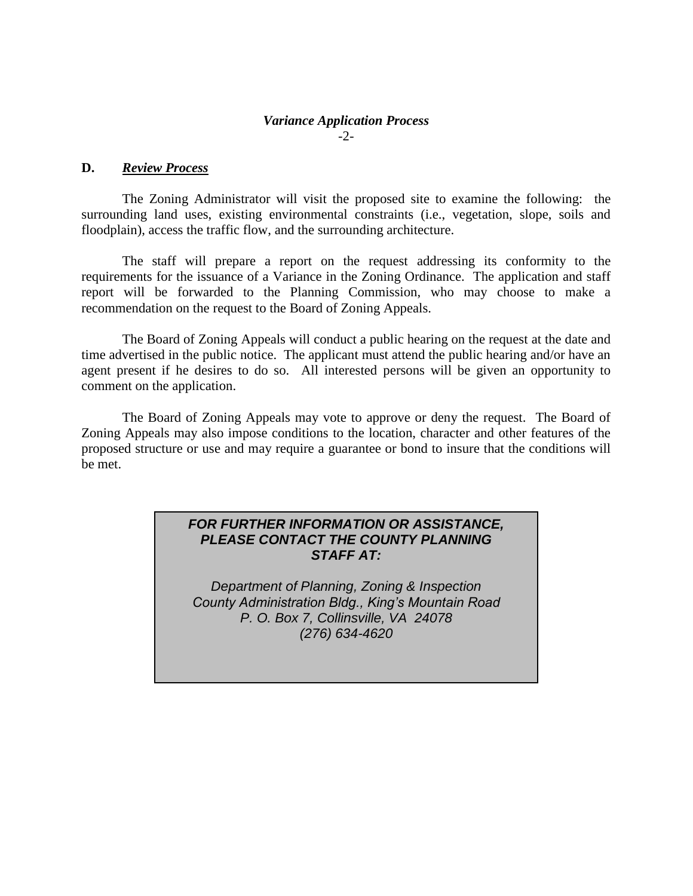### D. ***Review Process***

The Zoning Administrator will visit the proposed site to examine the following: the surrounding land uses, existing environmental constraints (i.e., vegetation, slope, soils and floodplain), access the traffic flow, and the surrounding architecture.

The staff will prepare a report on the request addressing its conformity to the requirements for the issuance of a Variance in the Zoning Ordinance. The application and staff report will be forwarded to the Planning Commission, who may choose to make a recommendation on the request to the Board of Zoning Appeals.

The Board of Zoning Appeals will conduct a public hearing on the request at the date and time advertised in the public notice. The applicant must attend the public hearing and/or have an agent present if he desires to do so. All interested persons will be given an opportunity to comment on the application.

The Board of Zoning Appeals may vote to approve or deny the request. The Board of Zoning Appeals may also impose conditions to the location, character and other features of the proposed structure or use and may require a guarantee or bond to insure that the conditions will be met.

***FOR FURTHER INFORMATION OR ASSISTANCE, PLEASE CONTACT THE COUNTY PLANNING STAFF AT:***

*Department of Planning, Zoning & Inspection*
*County Administration Bldg., King's Mountain Road*
*P. O. Box 7, Collinsville, VA 24078*
*(276) 634-4620*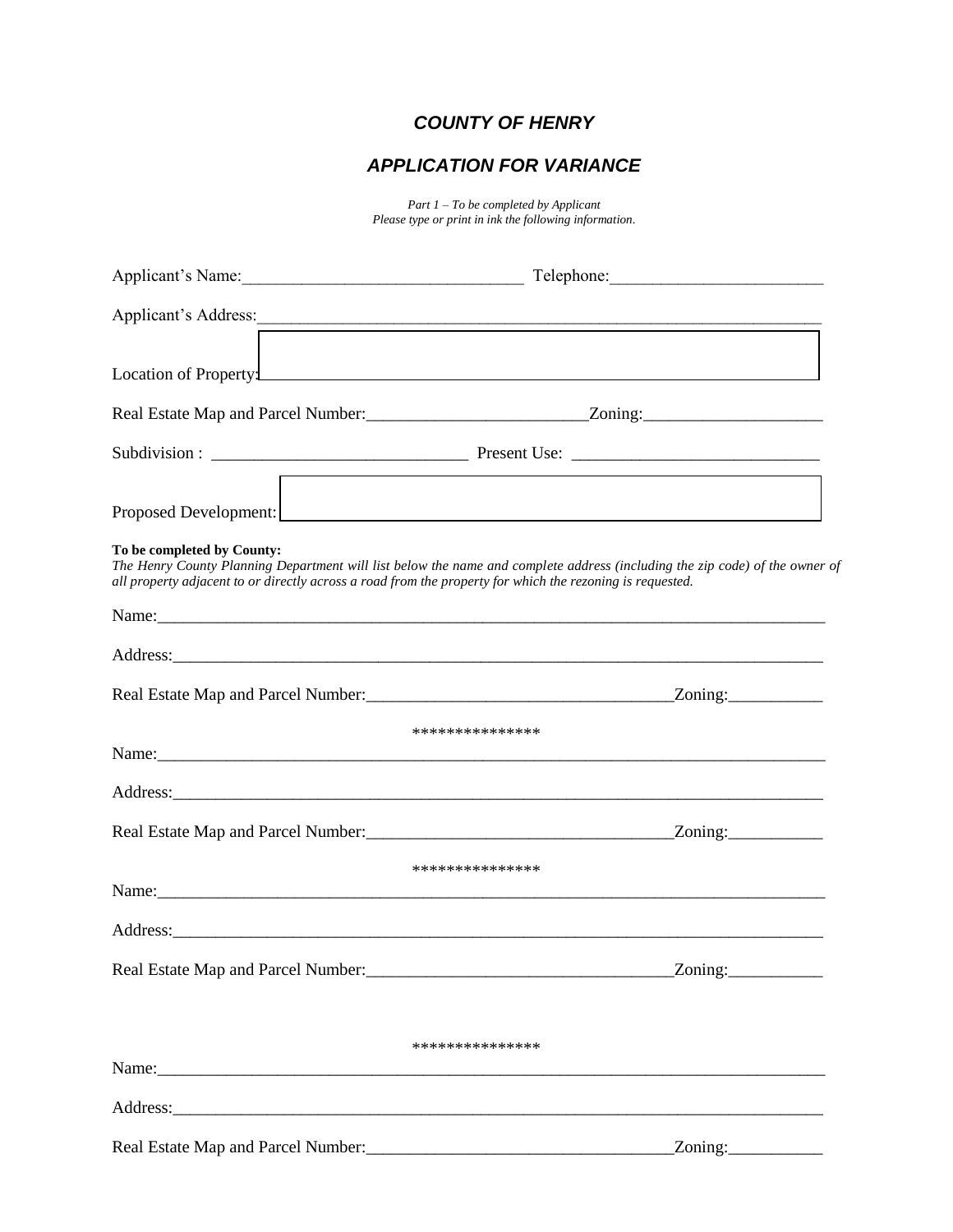# *COUNTY OF HENRY*

## *APPLICATION FOR VARIANCE*

*Part 1 – To be completed by Applicant*
*Please type or print in ink the following information.*

Applicant's Name:_______________________________ Telephone:_______________________

Applicant's Address:_______________________________________________________________

Location of Property:_______________________________________________________________

Real Estate Map and Parcel Number:________________________Zoning:___________________

Subdivision : ____________________________ Present Use: ___________________________

Proposed Development:_____________________________________________________________

**To be completed by County:**
*The Henry County Planning Department will list below the name and complete address (including the zip code) of the owner of all property adjacent to or directly across a road from the property for which the rezoning is requested.*

Name:____________________________________________________________________________

Address:__________________________________________________________________________

Real Estate Map and Parcel Number:_________________________________Zoning:__________

***************

Name:____________________________________________________________________________

Address:__________________________________________________________________________

Real Estate Map and Parcel Number:_________________________________Zoning:__________

***************

Name:____________________________________________________________________________

Address:__________________________________________________________________________

Real Estate Map and Parcel Number:_________________________________Zoning:__________

***************

Name:____________________________________________________________________________

Address:__________________________________________________________________________

Real Estate Map and Parcel Number:_________________________________Zoning:__________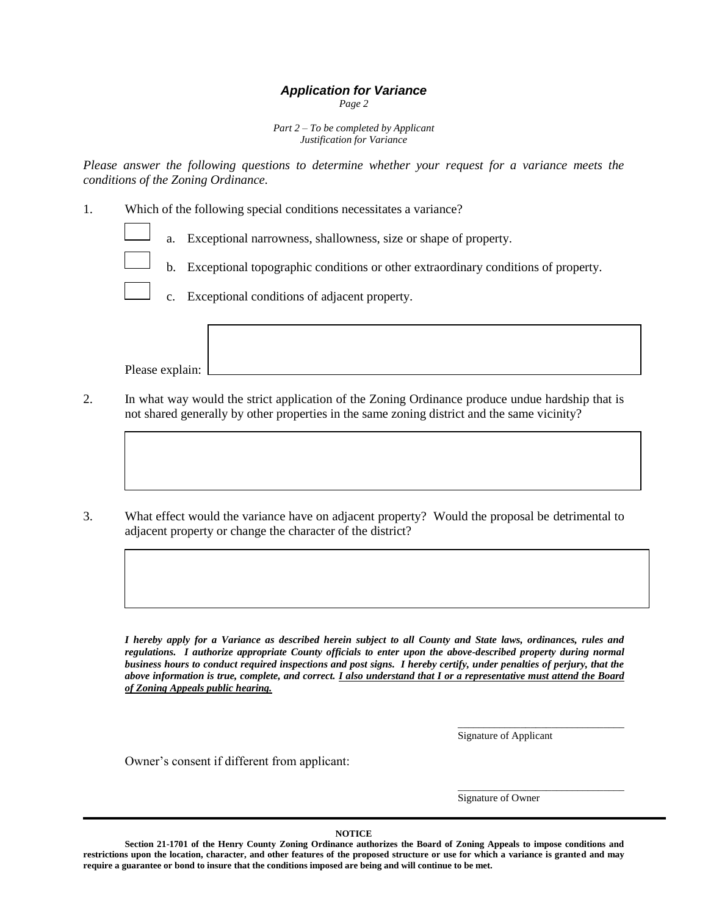# *Application for Variance*

*Page 2*

*Part 2 – To be completed by Applicant*
*Justification for Variance*

*Please answer the following questions to determine whether your request for a variance meets the conditions of the Zoning Ordinance.*

1. Which of the following special conditions necessitates a variance?

   - [ ] a. Exceptional narrowness, shallowness, size or shape of property.
   - [ ] b. Exceptional topographic conditions or other extraordinary conditions of property.
   - [ ] c. Exceptional conditions of adjacent property.

   Please explain:

2. In what way would the strict application of the Zoning Ordinance produce undue hardship that is not shared generally by other properties in the same zoning district and the same vicinity?

3. What effect would the variance have on adjacent property? Would the proposal be detrimental to adjacent property or change the character of the district?

***I hereby apply for a Variance as described herein subject to all County and State laws, ordinances, rules and regulations. I authorize appropriate County officials to enter upon the above-described property during normal business hours to conduct required inspections and post signs. I hereby certify, under penalties of perjury, that the above information is true, complete, and correct. <u>I also understand that I or a representative must attend the Board of Zoning Appeals public hearing.</u>***

\_\_\_\_\_\_\_\_\_\_\_\_\_\_\_\_\_\_\_\_\_\_\_\_\_\_\_\_\_\_
Signature of Applicant

Owner's consent if different from applicant:

\_\_\_\_\_\_\_\_\_\_\_\_\_\_\_\_\_\_\_\_\_\_\_\_\_\_\_\_\_\_
Signature of Owner

---

**NOTICE**

**Section 21-1701 of the Henry County Zoning Ordinance authorizes the Board of Zoning Appeals to impose conditions and restrictions upon the location, character, and other features of the proposed structure or use for which a variance is granted and may require a guarantee or bond to insure that the conditions imposed are being and will continue to be met.**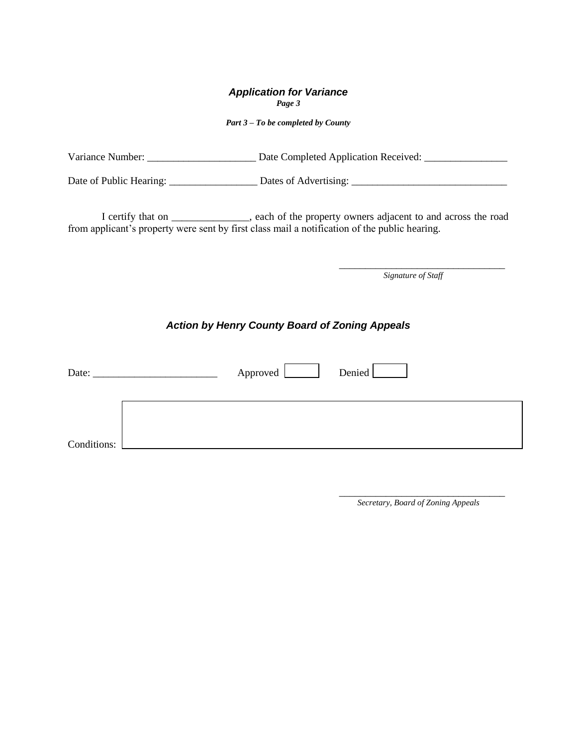## *Application for Variance*

***Page 3***

***Part 3 – To be completed by County***

Variance Number: _____________________ Date Completed Application Received: ________________

Date of Public Hearing: _________________ Dates of Advertising: ______________________________

I certify that on _______________, each of the property owners adjacent to and across the road from applicant's property were sent by first class mail a notification of the public hearing.

__________________________________

*Signature of Staff*

## *Action by Henry County Board of Zoning Appeals*

Date: ________________________ Approved ☐ Denied ☐

Conditions: ______________________________________________________________

__________________________________

*Secretary, Board of Zoning Appeals*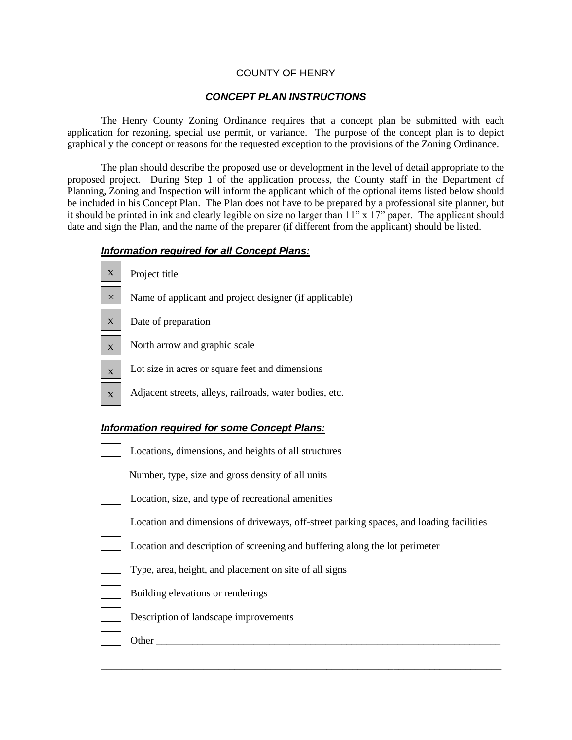COUNTY OF HENRY

***CONCEPT PLAN INSTRUCTIONS***

The Henry County Zoning Ordinance requires that a concept plan be submitted with each application for rezoning, special use permit, or variance. The purpose of the concept plan is to depict graphically the concept or reasons for the requested exception to the provisions of the Zoning Ordinance.

The plan should describe the proposed use or development in the level of detail appropriate to the proposed project. During Step 1 of the application process, the County staff in the Department of Planning, Zoning and Inspection will inform the applicant which of the optional items listed below should be included in his Concept Plan. The Plan does not have to be prepared by a professional site planner, but it should be printed in ink and clearly legible on size no larger than 11" x 17" paper. The applicant should date and sign the Plan, and the name of the preparer (if different from the applicant) should be listed.

***Information required for all Concept Plans:***

- [x] Project title
- [x] Name of applicant and project designer (if applicable)
- [x] Date of preparation
- [x] North arrow and graphic scale
- [x] Lot size in acres or square feet and dimensions
- [x] Adjacent streets, alleys, railroads, water bodies, etc.

***Information required for some Concept Plans:***

- [ ] Locations, dimensions, and heights of all structures
- [ ] Number, type, size and gross density of all units
- [ ] Location, size, and type of recreational amenities
- [ ] Location and dimensions of driveways, off-street parking spaces, and loading facilities
- [ ] Location and description of screening and buffering along the lot perimeter
- [ ] Type, area, height, and placement on site of all signs
- [ ] Building elevations or renderings
- [ ] Description of landscape improvements
- [ ] Other ______________________________________________________________________

______________________________________________________________________________